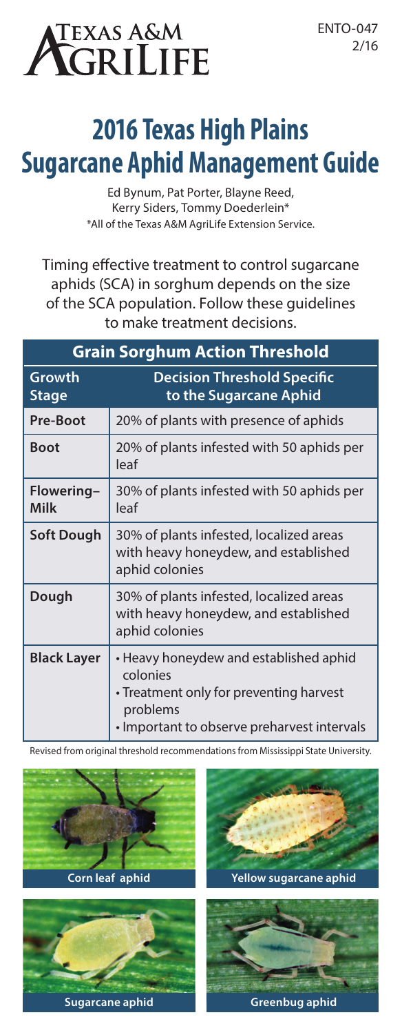Texas A&M AgriLife

ENTO-047
2/16

# 2016 Texas High Plains Sugarcane Aphid Management Guide

Ed Bynum, Pat Porter, Blayne Reed, Kerry Siders, Tommy Doederlein*
*All of the Texas A&M AgriLife Extension Service.

Timing effective treatment to control sugarcane aphids (SCA) in sorghum depends on the size of the SCA population. Follow these guidelines to make treatment decisions.

| Grain Sorghum Action Threshold | |
|---|---|
| **Growth Stage** | **Decision Threshold Specific to the Sugarcane Aphid** |
| **Pre-Boot** | 20% of plants with presence of aphids |
| **Boot** | 20% of plants infested with 50 aphids per leaf |
| **Flowering–Milk** | 30% of plants infested with 50 aphids per leaf |
| **Soft Dough** | 30% of plants infested, localized areas with heavy honeydew, and established aphid colonies |
| **Dough** | 30% of plants infested, localized areas with heavy honeydew, and established aphid colonies |
| **Black Layer** | • Heavy honeydew and established aphid colonies<br>• Treatment only for preventing harvest problems<br>• Important to observe preharvest intervals |

Revised from original threshold recommendations from Mississippi State University.

Corn leaf aphid

Yellow sugarcane aphid

Sugarcane aphid

Greenbug aphid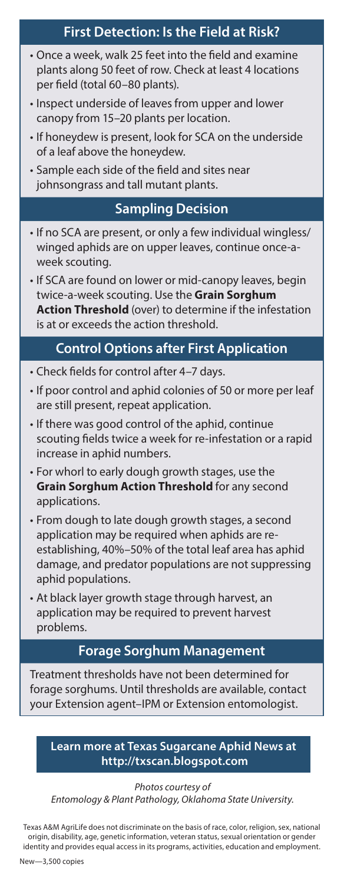## First Detection: Is the Field at Risk?

- Once a week, walk 25 feet into the field and examine plants along 50 feet of row. Check at least 4 locations per field (total 60–80 plants).
- Inspect underside of leaves from upper and lower canopy from 15–20 plants per location.
- If honeydew is present, look for SCA on the underside of a leaf above the honeydew.
- Sample each side of the field and sites near johnsongrass and tall mutant plants.

## Sampling Decision

- If no SCA are present, or only a few individual wingless/winged aphids are on upper leaves, continue once-a-week scouting.
- If SCA are found on lower or mid-canopy leaves, begin twice-a-week scouting. Use the **Grain Sorghum Action Threshold** (over) to determine if the infestation is at or exceeds the action threshold.

## Control Options after First Application

- Check fields for control after 4–7 days.
- If poor control and aphid colonies of 50 or more per leaf are still present, repeat application.
- If there was good control of the aphid, continue scouting fields twice a week for re-infestation or a rapid increase in aphid numbers.
- For whorl to early dough growth stages, use the **Grain Sorghum Action Threshold** for any second applications.
- From dough to late dough growth stages, a second application may be required when aphids are re-establishing, 40%–50% of the total leaf area has aphid damage, and predator populations are not suppressing aphid populations.
- At black layer growth stage through harvest, an application may be required to prevent harvest problems.

## Forage Sorghum Management

Treatment thresholds have not been determined for forage sorghums. Until thresholds are available, contact your Extension agent–IPM or Extension entomologist.

**Learn more at Texas Sugarcane Aphid News at http://txscan.blogspot.com**

*Photos courtesy of*
*Entomology & Plant Pathology, Oklahoma State University.*

Texas A&M AgriLife does not discriminate on the basis of race, color, religion, sex, national origin, disability, age, genetic information, veteran status, sexual orientation or gender identity and provides equal access in its programs, activities, education and employment.

New—3,500 copies